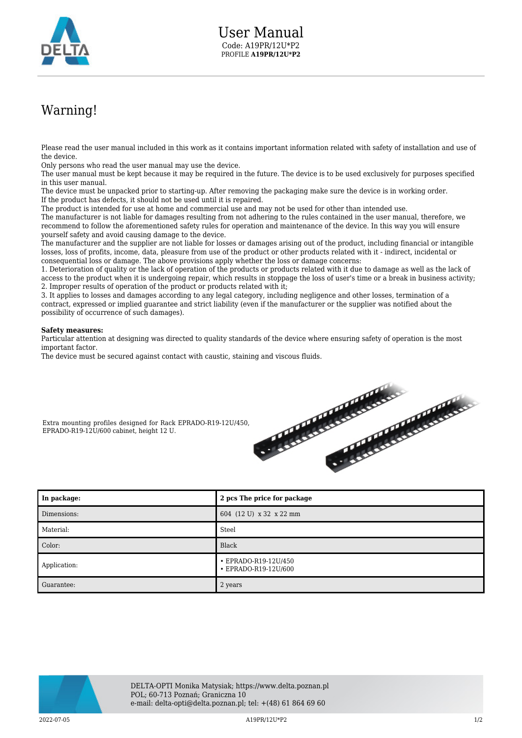# User Manual

Code: A19PR/12U*P2

PROFILE **A19PR/12U*P2**

## Warning!

Please read the user manual included in this work as it contains important information related with safety of installation and use of the device.
Only persons who read the user manual may use the device.
The user manual must be kept because it may be required in the future. The device is to be used exclusively for purposes specified in this user manual.
The device must be unpacked prior to starting-up. After removing the packaging make sure the device is in working order.
If the product has defects, it should not be used until it is repaired.
The product is intended for use at home and commercial use and may not be used for other than intended use.
The manufacturer is not liable for damages resulting from not adhering to the rules contained in the user manual, therefore, we recommend to follow the aforementioned safety rules for operation and maintenance of the device. In this way you will ensure yourself safety and avoid causing damage to the device.
The manufacturer and the supplier are not liable for losses or damages arising out of the product, including financial or intangible losses, loss of profits, income, data, pleasure from use of the product or other products related with it - indirect, incidental or consequential loss or damage. The above provisions apply whether the loss or damage concerns:
1. Deterioration of quality or the lack of operation of the products or products related with it due to damage as well as the lack of access to the product when it is undergoing repair, which results in stoppage the loss of user's time or a break in business activity;
2. Improper results of operation of the product or products related with it;
3. It applies to losses and damages according to any legal category, including negligence and other losses, termination of a contract, expressed or implied guarantee and strict liability (even if the manufacturer or the supplier was notified about the possibility of occurrence of such damages).

**Safety measures:**
Particular attention at designing was directed to quality standards of the device where ensuring safety of operation is the most important factor.
The device must be secured against contact with caustic, staining and viscous fluids.

Extra mounting profiles designed for Rack EPRADO-R19-12U/450, EPRADO-R19-12U/600 cabinet, height 12 U.

| In package: | 2 pcs The price for package |
|---|---|
| Dimensions: | 604 (12 U) x 32 x 22 mm |
| Material: | Steel |
| Color: | Black |
| Application: | • EPRADO-R19-12U/450<br>• EPRADO-R19-12U/600 |
| Guarantee: | 2 years |

DELTA-OPTI Monika Matysiak; https://www.delta.poznan.pl
POL; 60-713 Poznań; Graniczna 10
e-mail: delta-opti@delta.poznan.pl; tel: +(48) 61 864 69 60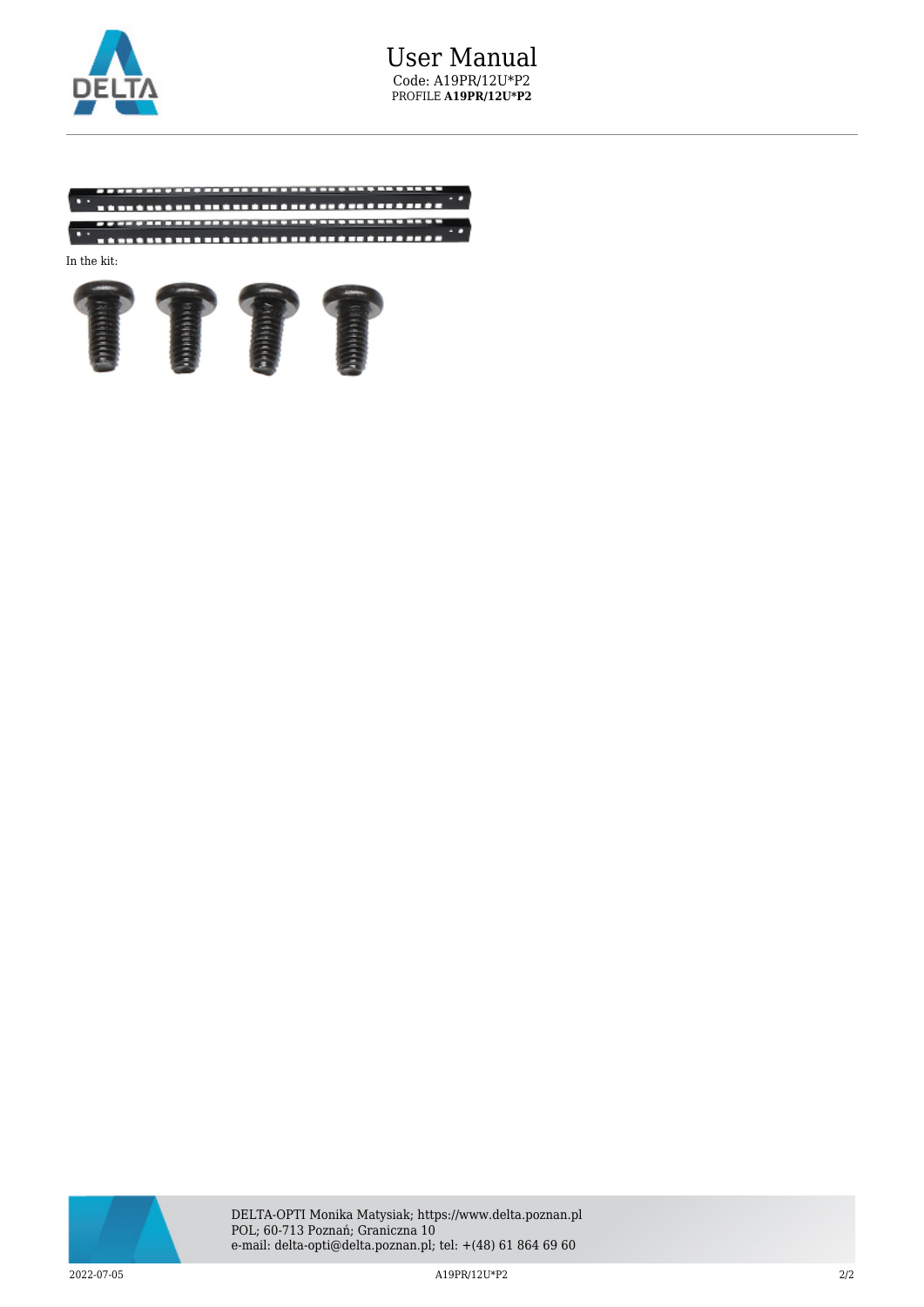In the kit: